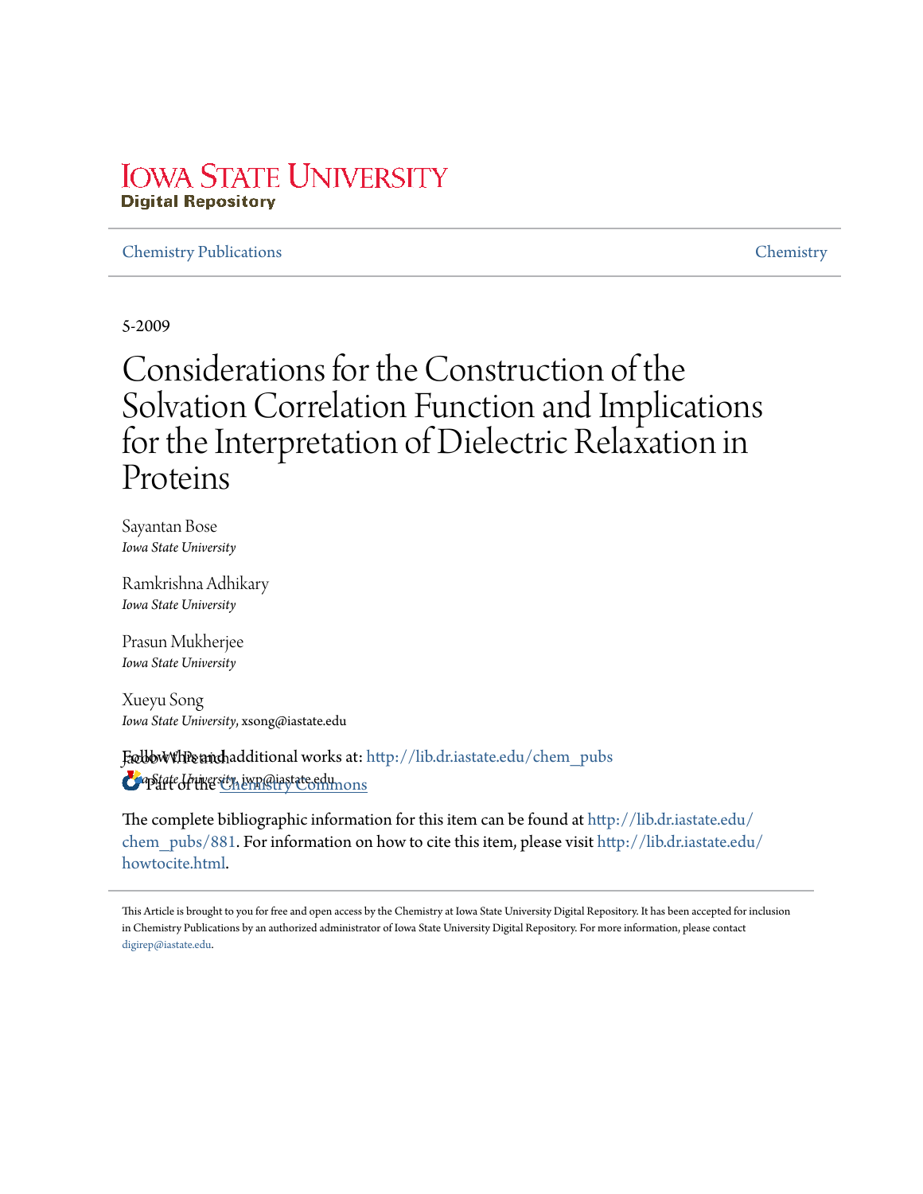Iowa State University
Digital Repository

Chemistry Publications | Chemistry

5-2009

# Considerations for the Construction of the Solvation Correlation Function and Implications for the Interpretation of Dielectric Relaxation in Proteins

Sayantan Bose
*Iowa State University*

Ramkrishna Adhikary
*Iowa State University*

Prasun Mukherjee
*Iowa State University*

Xueyu Song
*Iowa State University*, xsong@iastate.edu

Jacob W. Petrich
*Iowa State University*, jwp@iastate.edu

Follow this and additional works at: http://lib.dr.iastate.edu/chem_pubs

Part of the Chemistry Commons

The complete bibliographic information for this item can be found at http://lib.dr.iastate.edu/chem_pubs/881. For information on how to cite this item, please visit http://lib.dr.iastate.edu/howtocite.html.

This Article is brought to you for free and open access by the Chemistry at Iowa State University Digital Repository. It has been accepted for inclusion in Chemistry Publications by an authorized administrator of Iowa State University Digital Repository. For more information, please contact digirep@iastate.edu.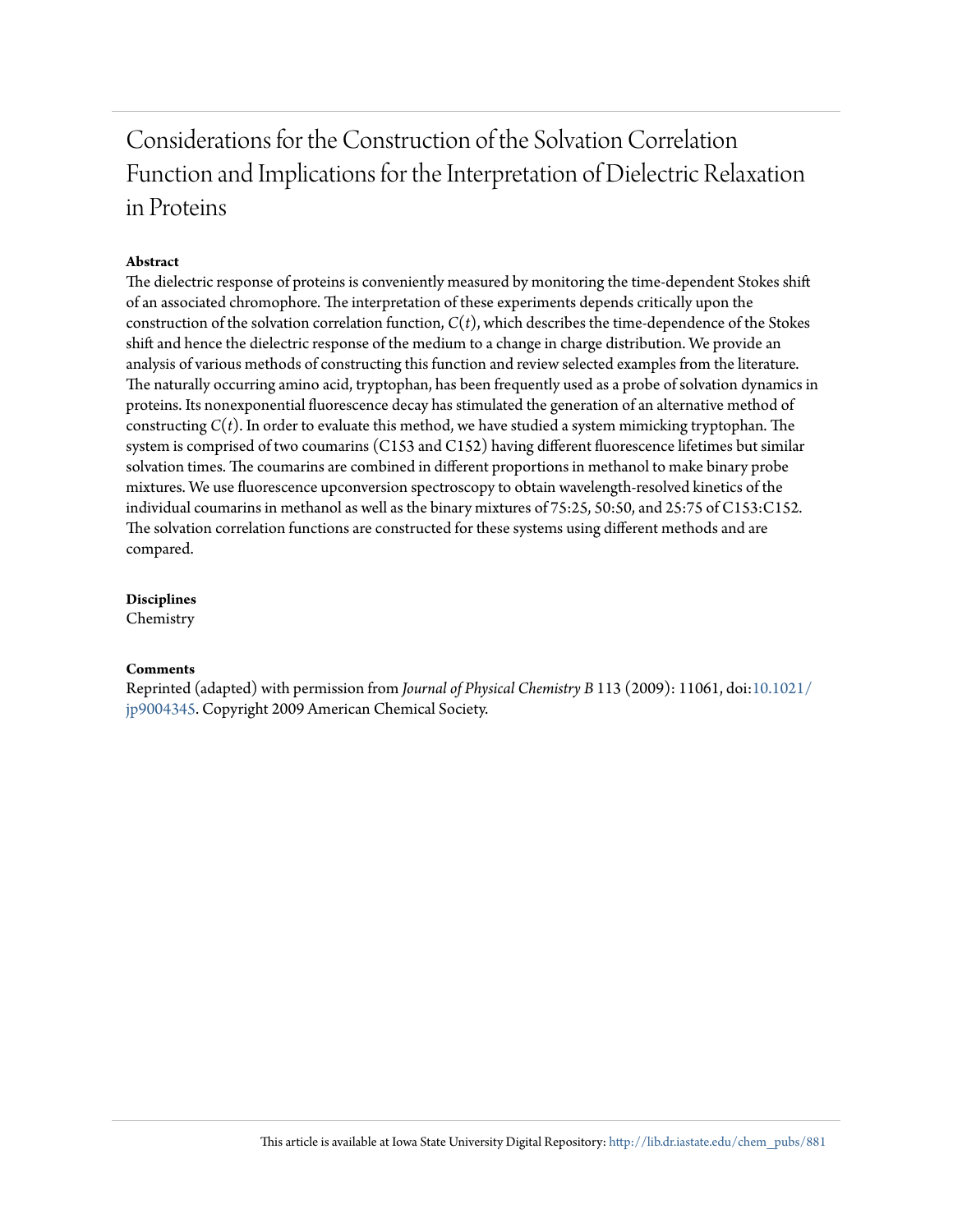# Considerations for the Construction of the Solvation Correlation Function and Implications for the Interpretation of Dielectric Relaxation in Proteins

**Abstract**

The dielectric response of proteins is conveniently measured by monitoring the time-dependent Stokes shift of an associated chromophore. The interpretation of these experiments depends critically upon the construction of the solvation correlation function, $C(t)$, which describes the time-dependence of the Stokes shift and hence the dielectric response of the medium to a change in charge distribution. We provide an analysis of various methods of constructing this function and review selected examples from the literature. The naturally occurring amino acid, tryptophan, has been frequently used as a probe of solvation dynamics in proteins. Its nonexponential fluorescence decay has stimulated the generation of an alternative method of constructing $C(t)$. In order to evaluate this method, we have studied a system mimicking tryptophan. The system is comprised of two coumarins (C153 and C152) having different fluorescence lifetimes but similar solvation times. The coumarins are combined in different proportions in methanol to make binary probe mixtures. We use fluorescence upconversion spectroscopy to obtain wavelength-resolved kinetics of the individual coumarins in methanol as well as the binary mixtures of 75:25, 50:50, and 25:75 of C153:C152. The solvation correlation functions are constructed for these systems using different methods and are compared.

**Disciplines**

Chemistry

**Comments**

Reprinted (adapted) with permission from *Journal of Physical Chemistry B* 113 (2009): 11061, doi:10.1021/jp9004345. Copyright 2009 American Chemical Society.

This article is available at Iowa State University Digital Repository: http://lib.dr.iastate.edu/chem_pubs/881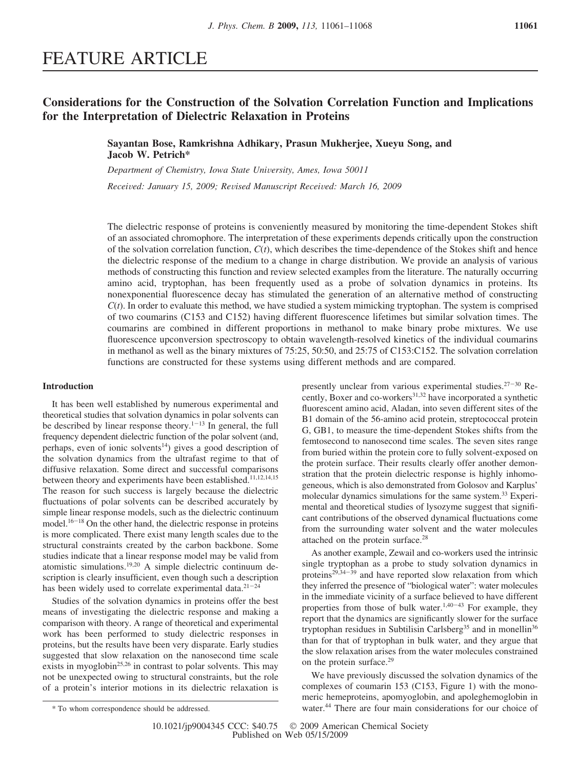FEATURE ARTICLE

# Considerations for the Construction of the Solvation Correlation Function and Implications for the Interpretation of Dielectric Relaxation in Proteins

**Sayantan Bose, Ramkrishna Adhikary, Prasun Mukherjee, Xueyu Song, and Jacob W. Petrich***

*Department of Chemistry, Iowa State University, Ames, Iowa 50011*

*Received: January 15, 2009; Revised Manuscript Received: March 16, 2009*

The dielectric response of proteins is conveniently measured by monitoring the time-dependent Stokes shift of an associated chromophore. The interpretation of these experiments depends critically upon the construction of the solvation correlation function, $C(t)$, which describes the time-dependence of the Stokes shift and hence the dielectric response of the medium to a change in charge distribution. We provide an analysis of various methods of constructing this function and review selected examples from the literature. The naturally occurring amino acid, tryptophan, has been frequently used as a probe of solvation dynamics in proteins. Its nonexponential fluorescence decay has stimulated the generation of an alternative method of constructing $C(t)$. In order to evaluate this method, we have studied a system mimicking tryptophan. The system is comprised of two coumarins (C153 and C152) having different fluorescence lifetimes but similar solvation times. The coumarins are combined in different proportions in methanol to make binary probe mixtures. We use fluorescence upconversion spectroscopy to obtain wavelength-resolved kinetics of the individual coumarins in methanol as well as the binary mixtures of 75:25, 50:50, and 25:75 of C153:C152. The solvation correlation functions are constructed for these systems using different methods and are compared.

## Introduction

It has been well established by numerous experimental and theoretical studies that solvation dynamics in polar solvents can be described by linear response theory.[1-13] In general, the full frequency dependent dielectric function of the polar solvent (and, perhaps, even of ionic solvents[14]) gives a good description of the solvation dynamics from the ultrafast regime to that of diffusive relaxation. Some direct and successful comparisons between theory and experiments have been established.[11,12,14,15] The reason for such success is largely because the dielectric fluctuations of polar solvents can be described accurately by simple linear response models, such as the dielectric continuum model.[16-18] On the other hand, the dielectric response in proteins is more complicated. There exist many length scales due to the structural constraints created by the carbon backbone. Some studies indicate that a linear response model may be valid from atomistic simulations.[19,20] A simple dielectric continuum description is clearly insufficient, even though such a description has been widely used to correlate experimental data.[21-24]

Studies of the solvation dynamics in proteins offer the best means of investigating the dielectric response and making a comparison with theory. A range of theoretical and experimental work has been performed to study dielectric responses in proteins, but the results have been very disparate. Early studies suggested that slow relaxation on the nanosecond time scale exists in myoglobin[25,26] in contrast to polar solvents. This may not be unexpected owing to structural constraints, but the role of a protein's interior motions in its dielectric relaxation is presently unclear from various experimental studies.[27-30] Recently, Boxer and co-workers[31,32] have incorporated a synthetic fluorescent amino acid, Aladan, into seven different sites of the B1 domain of the 56-amino acid protein, streptococcal protein G, GB1, to measure the time-dependent Stokes shifts from the femtosecond to nanosecond time scales. The seven sites range from buried within the protein core to fully solvent-exposed on the protein surface. Their results clearly offer another demonstration that the protein dielectric response is highly inhomogeneous, which is also demonstrated from Golosov and Karplus' molecular dynamics simulations for the same system.[33] Experimental and theoretical studies of lysozyme suggest that significant contributions of the observed dynamical fluctuations come from the surrounding water solvent and the water molecules attached on the protein surface.[28]

As another example, Zewail and co-workers used the intrinsic single tryptophan as a probe to study solvation dynamics in proteins[29,34-39] and have reported slow relaxation from which they inferred the presence of "biological water": water molecules in the immediate vicinity of a surface believed to have different properties from those of bulk water.[1,40-43] For example, they report that the dynamics are significantly slower for the surface tryptophan residues in Subtilisin Carlsberg[35] and in monellin[36] than for that of tryptophan in bulk water, and they argue that the slow relaxation arises from the water molecules constrained on the protein surface.[29]

We have previously discussed the solvation dynamics of the complexes of coumarin 153 (C153, Figure 1) with the monomeric hemeproteins, apomyoglobin, and apoleghemoglobin in water.[44] There are four main considerations for our choice of

\* To whom correspondence should be addressed.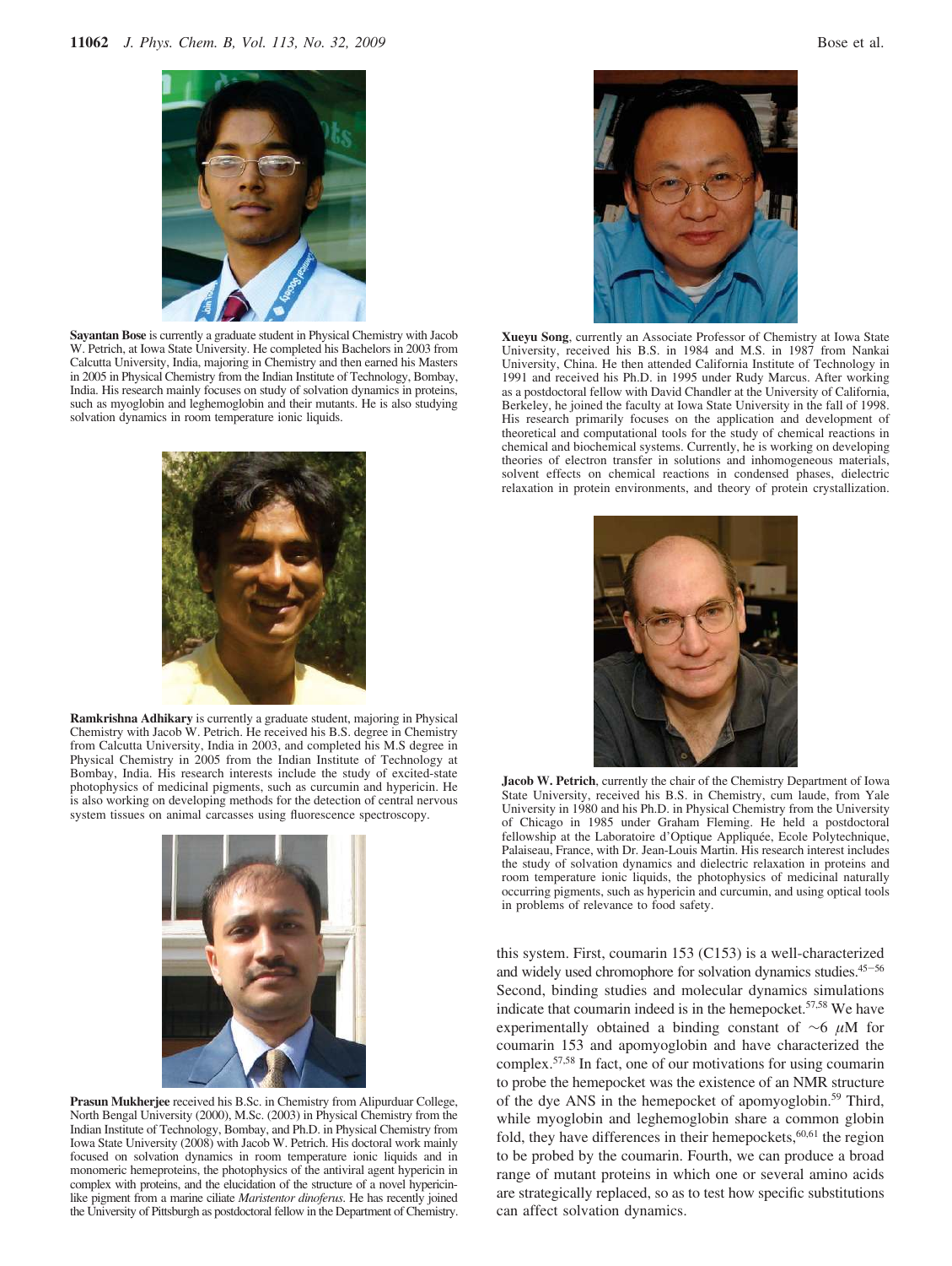**Sayantan Bose** is currently a graduate student in Physical Chemistry with Jacob W. Petrich, at Iowa State University. He completed his Bachelors in 2003 from Calcutta University, India, majoring in Chemistry and then earned his Masters in 2005 in Physical Chemistry from the Indian Institute of Technology, Bombay, India. His research mainly focuses on study of solvation dynamics in proteins, such as myoglobin and leghemoglobin and their mutants. He is also studying solvation dynamics in room temperature ionic liquids.

**Ramkrishna Adhikary** is currently a graduate student, majoring in Physical Chemistry with Jacob W. Petrich. He received his B.S. degree in Chemistry from Calcutta University, India in 2003, and completed his M.S degree in Physical Chemistry in 2005 from the Indian Institute of Technology at Bombay, India. His research interests include the study of excited-state photophysics of medicinal pigments, such as curcumin and hypericin. He is also working on developing methods for the detection of central nervous system tissues on animal carcasses using fluorescence spectroscopy.

**Prasun Mukherjee** received his B.Sc. in Chemistry from Alipurduar College, North Bengal University (2000), M.Sc. (2003) in Physical Chemistry from the Indian Institute of Technology, Bombay, and Ph.D. in Physical Chemistry from Iowa State University (2008) with Jacob W. Petrich. His doctoral work mainly focused on solvation dynamics in room temperature ionic liquids and in monomeric hemeproteins, the photophysics of the antiviral agent hypericin in complex with proteins, and the elucidation of the structure of a novel hypericin-like pigment from a marine ciliate *Maristentor dinoferus*. He has recently joined the University of Pittsburgh as postdoctoral fellow in the Department of Chemistry.

**Xueyu Song**, currently an Associate Professor of Chemistry at Iowa State University, received his B.S. in 1984 and M.S. in 1987 from Nankai University, China. He then attended California Institute of Technology in 1991 and received his Ph.D. in 1995 under Rudy Marcus. After working as a postdoctoral fellow with David Chandler at the University of California, Berkeley, he joined the faculty at Iowa State University in the fall of 1998. His research primarily focuses on the application and development of theoretical and computational tools for the study of chemical reactions in chemical and biochemical systems. Currently, he is working on developing theories of electron transfer in solutions and inhomogeneous materials, solvent effects on chemical reactions in condensed phases, dielectric relaxation in protein environments, and theory of protein crystallization.

**Jacob W. Petrich**, currently the chair of the Chemistry Department of Iowa State University, received his B.S. in Chemistry, cum laude, from Yale University in 1980 and his Ph.D. in Physical Chemistry from the University of Chicago in 1985 under Graham Fleming. He held a postdoctoral fellowship at the Laboratoire d'Optique Appliquée, Ecole Polytechnique, Palaiseau, France, with Dr. Jean-Louis Martin. His research interest includes the study of solvation dynamics and dielectric relaxation in proteins and room temperature ionic liquids, the photophysics of medicinal naturally occurring pigments, such as hypericin and curcumin, and using optical tools in problems of relevance to food safety.

this system. First, coumarin 153 (C153) is a well-characterized and widely used chromophore for solvation dynamics studies.[45-56] Second, binding studies and molecular dynamics simulations indicate that coumarin indeed is in the hemepocket.[57,58] We have experimentally obtained a binding constant of ~6 $\mu$M for coumarin 153 and apomyoglobin and have characterized the complex.[57,58] In fact, one of our motivations for using coumarin to probe the hemepocket was the existence of an NMR structure of the dye ANS in the hemepocket of apomyoglobin.[59] Third, while myoglobin and leghemoglobin share a common globin fold, they have differences in their hemepockets,[60,61] the region to be probed by the coumarin. Fourth, we can produce a broad range of mutant proteins in which one or several amino acids are strategically replaced, so as to test how specific substitutions can affect solvation dynamics.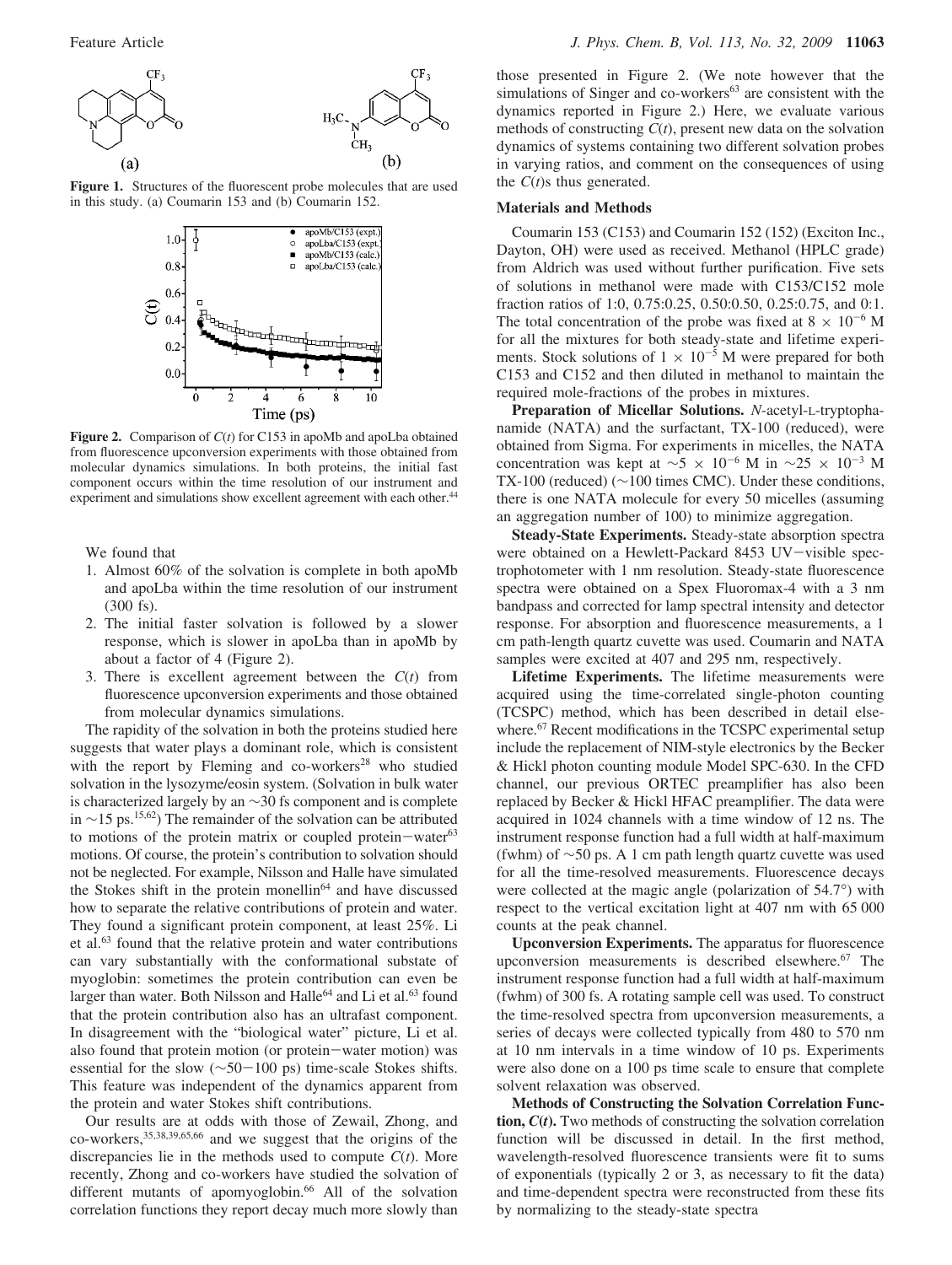**Figure 1.** Structures of the fluorescent probe molecules that are used in this study. (a) Coumarin 153 and (b) Coumarin 152.

**Figure 2.** Comparison of $C(t)$ for C153 in apoMb and apoLba obtained from fluorescence upconversion experiments with those obtained from molecular dynamics simulations. In both proteins, the initial fast component occurs within the time resolution of our instrument and experiment and simulations show excellent agreement with each other.[44]

We found that

1. Almost 60% of the solvation is complete in both apoMb and apoLba within the time resolution of our instrument (300 fs).
2. The initial faster solvation is followed by a slower response, which is slower in apoLba than in apoMb by about a factor of 4 (Figure 2).
3. There is excellent agreement between the $C(t)$ from fluorescence upconversion experiments and those obtained from molecular dynamics simulations.

The rapidity of the solvation in both the proteins studied here suggests that water plays a dominant role, which is consistent with the report by Fleming and co-workers[28] who studied solvation in the lysozyme/eosin system. (Solvation in bulk water is characterized largely by an ~30 fs component and is complete in ~15 ps.[15,62]) The remainder of the solvation can be attributed to motions of the protein matrix or coupled protein−water[63] motions. Of course, the protein's contribution to solvation should not be neglected. For example, Nilsson and Halle have simulated the Stokes shift in the protein monellin[64] and have discussed how to separate the relative contributions of protein and water. They found a significant protein component, at least 25%. Li et al.[63] found that the relative protein and water contributions can vary substantially with the conformational substate of myoglobin: sometimes the protein contribution can even be larger than water. Both Nilsson and Halle[64] and Li et al.[63] found that the protein contribution also has an ultrafast component. In disagreement with the "biological water" picture, Li et al. also found that protein motion (or protein−water motion) was essential for the slow (~50−100 ps) time-scale Stokes shifts. This feature was independent of the dynamics apparent from the protein and water Stokes shift contributions.

Our results are at odds with those of Zewail, Zhong, and co-workers,[35,38,39,65,66] and we suggest that the origins of the discrepancies lie in the methods used to compute $C(t)$. More recently, Zhong and co-workers have studied the solvation of different mutants of apomyoglobin.[66] All of the solvation correlation functions they report decay much more slowly than those presented in Figure 2. (We note however that the simulations of Singer and co-workers[63] are consistent with the dynamics reported in Figure 2.) Here, we evaluate various methods of constructing $C(t)$, present new data on the solvation dynamics of systems containing two different solvation probes in varying ratios, and comment on the consequences of using the $C(t)$s thus generated.

## Materials and Methods

Coumarin 153 (C153) and Coumarin 152 (152) (Exciton Inc., Dayton, OH) were used as received. Methanol (HPLC grade) from Aldrich was used without further purification. Five sets of solutions in methanol were made with C153/C152 mole fraction ratios of 1:0, 0.75:0.25, 0.50:0.50, 0.25:0.75, and 0:1. The total concentration of the probe was fixed at $8 \times 10^{-6}$ M for all the mixtures for both steady-state and lifetime experiments. Stock solutions of $1 \times 10^{-5}$ M were prepared for both C153 and C152 and then diluted in methanol to maintain the required mole-fractions of the probes in mixtures.

**Preparation of Micellar Solutions.** *N*-acetyl-L-tryptophanamide (NATA) and the surfactant, TX-100 (reduced), were obtained from Sigma. For experiments in micelles, the NATA concentration was kept at $\sim 5 \times 10^{-6}$ M in $\sim 25 \times 10^{-3}$ M TX-100 (reduced) (~100 times CMC). Under these conditions, there is one NATA molecule for every 50 micelles (assuming an aggregation number of 100) to minimize aggregation.

**Steady-State Experiments.** Steady-state absorption spectra were obtained on a Hewlett-Packard 8453 UV−visible spectrophotometer with 1 nm resolution. Steady-state fluorescence spectra were obtained on a Spex Fluoromax-4 with a 3 nm bandpass and corrected for lamp spectral intensity and detector response. For absorption and fluorescence measurements, a 1 cm path-length quartz cuvette was used. Coumarin and NATA samples were excited at 407 and 295 nm, respectively.

**Lifetime Experiments.** The lifetime measurements were acquired using the time-correlated single-photon counting (TCSPC) method, which has been described in detail elsewhere.[67] Recent modifications in the TCSPC experimental setup include the replacement of NIM-style electronics by the Becker & Hickl photon counting module Model SPC-630. In the CFD channel, our previous ORTEC preamplifier has also been replaced by Becker & Hickl HFAC preamplifier. The data were acquired in 1024 channels with a time window of 12 ns. The instrument response function had a full width at half-maximum (fwhm) of ~50 ps. A 1 cm path length quartz cuvette was used for all the time-resolved measurements. Fluorescence decays were collected at the magic angle (polarization of 54.7°) with respect to the vertical excitation light at 407 nm with 65 000 counts at the peak channel.

**Upconversion Experiments.** The apparatus for fluorescence upconversion measurements is described elsewhere.[67] The instrument response function had a full width at half-maximum (fwhm) of 300 fs. A rotating sample cell was used. To construct the time-resolved spectra from upconversion measurements, a series of decays were collected typically from 480 to 570 nm at 10 nm intervals in a time window of 10 ps. Experiments were also done on a 100 ps time scale to ensure that complete solvent relaxation was observed.

**Methods of Constructing the Solvation Correlation Function, $C(t)$.** Two methods of constructing the solvation correlation function will be discussed in detail. In the first method, wavelength-resolved fluorescence transients were fit to sums of exponentials (typically 2 or 3, as necessary to fit the data) and time-dependent spectra were reconstructed from these fits by normalizing to the steady-state spectra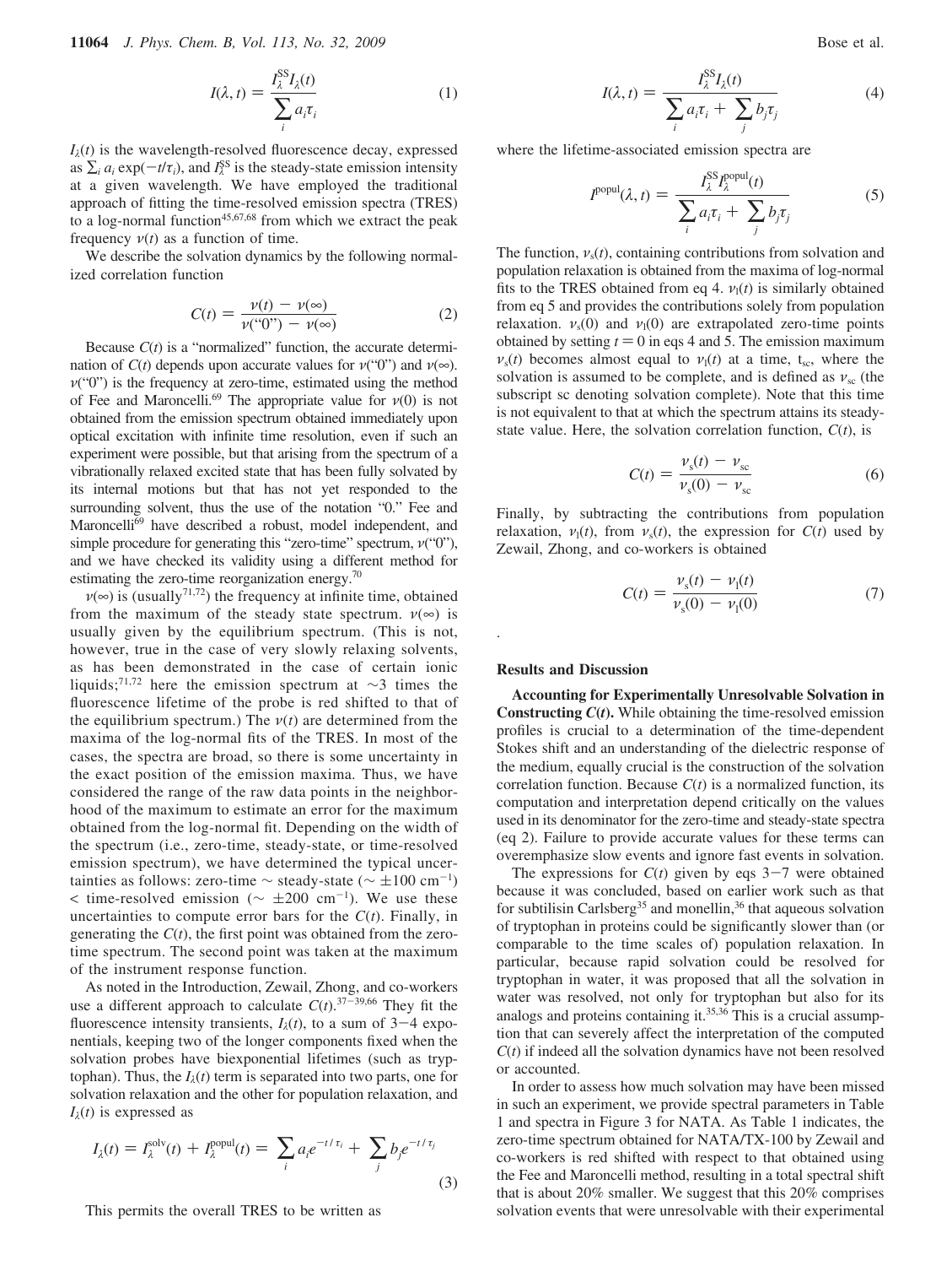$$I(\lambda, t) = \frac{I_\lambda^{SS} I_\lambda(t)}{\sum_i a_i \tau_i} \tag{1}$$

$I_\lambda(t)$ is the wavelength-resolved fluorescence decay, expressed as $\sum_i a_i \exp(-t/\tau_i)$, and $I_\lambda^{SS}$ is the steady-state emission intensity at a given wavelength. We have employed the traditional approach of fitting the time-resolved emission spectra (TRES) to a log-normal function[45,67,68] from which we extract the peak frequency $\nu(t)$ as a function of time.

We describe the solvation dynamics by the following normalized correlation function

$$C(t) = \frac{\nu(t) - \nu(\infty)}{\nu(\text{“0”}) - \nu(\infty)} \tag{2}$$

Because $C(t)$ is a "normalized" function, the accurate determination of $C(t)$ depends upon accurate values for $\nu(\text{“0”})$ and $\nu(\infty)$. $\nu(\text{“0”})$ is the frequency at zero-time, estimated using the method of Fee and Maroncelli.[69] The appropriate value for $\nu(0)$ is not obtained from the emission spectrum obtained immediately upon optical excitation with infinite time resolution, even if such an experiment were possible, but that arising from the spectrum of a vibrationally relaxed excited state that has been fully solvated by its internal motions but that has not yet responded to the surrounding solvent, thus the use of the notation "0." Fee and Maroncelli[69] have described a robust, model independent, and simple procedure for generating this "zero-time" spectrum, $\nu(\text{“0”})$, and we have checked its validity using a different method for estimating the zero-time reorganization energy.[70]

$\nu(\infty)$ is (usually[71,72]) the frequency at infinite time, obtained from the maximum of the steady state spectrum. $\nu(\infty)$ is usually given by the equilibrium spectrum. (This is not, however, true in the case of very slowly relaxing solvents, as has been demonstrated in the case of certain ionic liquids;[71,72] here the emission spectrum at ~3 times the fluorescence lifetime of the probe is red shifted to that of the equilibrium spectrum.) The $\nu(t)$ are determined from the maxima of the log-normal fits of the TRES. In most of the cases, the spectra are broad, so there is some uncertainty in the exact position of the emission maxima. Thus, we have considered the range of the raw data points in the neighborhood of the maximum to estimate an error for the maximum obtained from the log-normal fit. Depending on the width of the spectrum (i.e., zero-time, steady-state, or time-resolved emission spectrum), we have determined the typical uncertainties as follows: zero-time ~ steady-state (~ ±100 cm$^{-1}$) < time-resolved emission (~ ±200 cm$^{-1}$). We use these uncertainties to compute error bars for the $C(t)$. Finally, in generating the $C(t)$, the first point was obtained from the zero-time spectrum. The second point was taken at the maximum of the instrument response function.

As noted in the Introduction, Zewail, Zhong, and co-workers use a different approach to calculate $C(t)$.[37–39,66] They fit the fluorescence intensity transients, $I_\lambda(t)$, to a sum of 3–4 exponentials, keeping two of the longer components fixed when the solvation probes have biexponential lifetimes (such as tryptophan). Thus, the $I_\lambda(t)$ term is separated into two parts, one for solvation relaxation and the other for population relaxation, and $I_\lambda(t)$ is expressed as

$$I_\lambda(t) = I_\lambda^{\text{solv}}(t) + I_\lambda^{\text{popul}}(t) = \sum_i a_i e^{-t/\tau_i} + \sum_j b_j e^{-t/\tau_j} \tag{3}$$

This permits the overall TRES to be written as

$$I(\lambda, t) = \frac{I_\lambda^{SS} I_\lambda(t)}{\sum_i a_i \tau_i + \sum_j b_j \tau_j} \tag{4}$$

where the lifetime-associated emission spectra are

$$I^{\text{popul}}(\lambda, t) = \frac{I_\lambda^{SS} I_\lambda^{\text{popul}}(t)}{\sum_i a_i \tau_i + \sum_j b_j \tau_j} \tag{5}$$

The function, $\nu_s(t)$, containing contributions from solvation and population relaxation is obtained from the maxima of log-normal fits to the TRES obtained from eq 4. $\nu_l(t)$ is similarly obtained from eq 5 and provides the contributions solely from population relaxation. $\nu_s(0)$ and $\nu_l(0)$ are extrapolated zero-time points obtained by setting $t = 0$ in eqs 4 and 5. The emission maximum $\nu_s(t)$ becomes almost equal to $\nu_l(t)$ at a time, $t_{sc}$, where the solvation is assumed to be complete, and is defined as $\nu_{sc}$ (the subscript sc denoting solvation complete). Note that this time is not equivalent to that at which the spectrum attains its steady-state value. Here, the solvation correlation function, $C(t)$, is

$$C(t) = \frac{\nu_s(t) - \nu_{sc}}{\nu_s(0) - \nu_{sc}} \tag{6}$$

Finally, by subtracting the contributions from population relaxation, $\nu_l(t)$, from $\nu_s(t)$, the expression for $C(t)$ used by Zewail, Zhong, and co-workers is obtained

$$C(t) = \frac{\nu_s(t) - \nu_l(t)}{\nu_s(0) - \nu_l(0)} \tag{7}$$

.

## Results and Discussion

**Accounting for Experimentally Unresolvable Solvation in Constructing $C(t)$.** While obtaining the time-resolved emission profiles is crucial to a determination of the time-dependent Stokes shift and an understanding of the dielectric response of the medium, equally crucial is the construction of the solvation correlation function. Because $C(t)$ is a normalized function, its computation and interpretation depend critically on the values used in its denominator for the zero-time and steady-state spectra (eq 2). Failure to provide accurate values for these terms can overemphasize slow events and ignore fast events in solvation.

The expressions for $C(t)$ given by eqs 3–7 were obtained because it was concluded, based on earlier work such as that for subtilisin Carlsberg[35] and monellin,[36] that aqueous solvation of tryptophan in proteins could be significantly slower than (or comparable to the time scales of) population relaxation. In particular, because rapid solvation could be resolved for tryptophan in water, it was proposed that all the solvation in water was resolved, not only for tryptophan but also for its analogs and proteins containing it.[35,36] This is a crucial assumption that can severely affect the interpretation of the computed $C(t)$ if indeed all the solvation dynamics have not been resolved or accounted.

In order to assess how much solvation may have been missed in such an experiment, we provide spectral parameters in Table 1 and spectra in Figure 3 for NATA. As Table 1 indicates, the zero-time spectrum obtained for NATA/TX-100 by Zewail and co-workers is red shifted with respect to that obtained using the Fee and Maroncelli method, resulting in a total spectral shift that is about 20% smaller. We suggest that this 20% comprises solvation events that were unresolvable with their experimental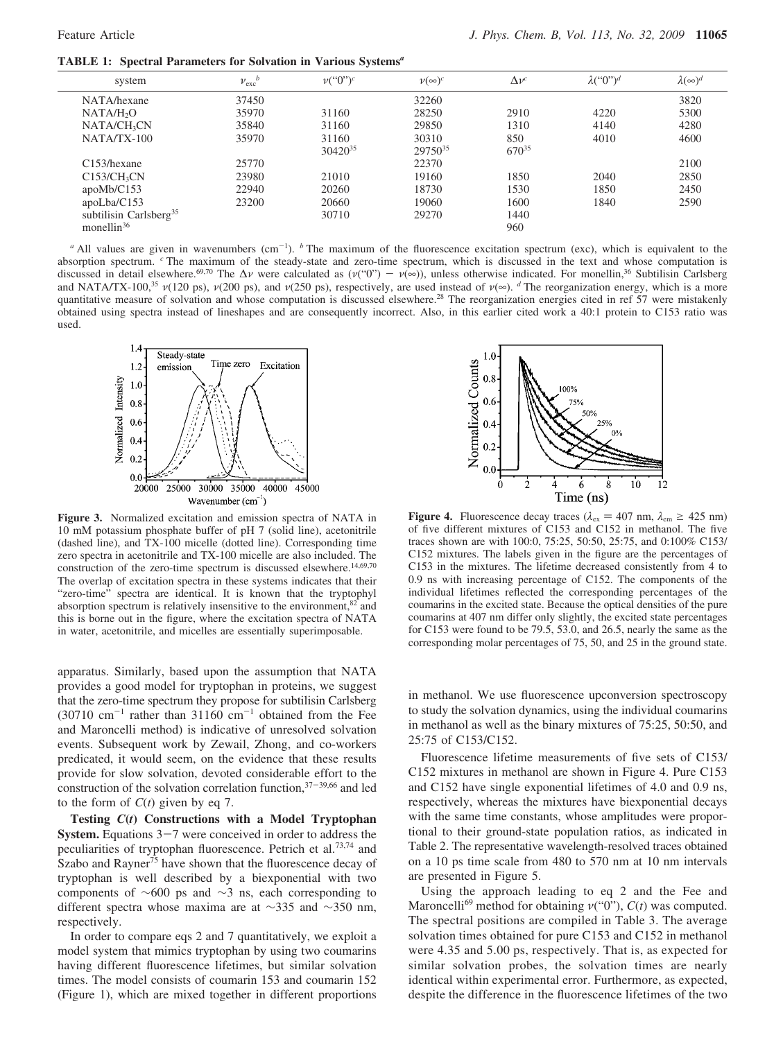**TABLE 1: Spectral Parameters for Solvation in Various Systems[a]**

| system | $\nu_{exc}$[b] | $\nu$("0")[c] | $\nu(\infty)$[c] | $\Delta\nu$[c] | $\lambda$("0")[d] | $\lambda(\infty)$[d] |
|---|---|---|---|---|---|---|
| NATA/hexane | 37450 | | 32260 | | | 3820 |
| NATA/$H_2O$ | 35970 | 31160 | 28250 | 2910 | 4220 | 5300 |
| NATA/$CH_3CN$ | 35840 | 31160 | 29850 | 1310 | 4140 | 4280 |
| NATA/TX-100 | 35970 | 31160 | 30310 | 850 | 4010 | 4600 |
| | | 30420[35] | 29750[35] | 670[35] | | |
| C153/hexane | 25770 | | 22370 | | | 2100 |
| C153/$CH_3CN$ | 23980 | 21010 | 19160 | 1850 | 2040 | 2850 |
| apoMb/C153 | 22940 | 20260 | 18730 | 1530 | 1850 | 2450 |
| apoLba/C153 | 23200 | 20660 | 19060 | 1600 | 1840 | 2590 |
| subtilisin Carlsberg[35] | | 30710 | 29270 | 1440 | | |
| monellin[36] | | | | 960 | | |

[a] All values are given in wavenumbers (cm$^{-1}$). [b] The maximum of the fluorescence excitation spectrum (exc), which is equivalent to the absorption spectrum. [c] The maximum of the steady-state and zero-time spectrum, which is discussed in the text and whose computation is discussed in detail elsewhere.[69,70] The $\Delta\nu$ were calculated as ($\nu$("0") − $\nu(\infty)$), unless otherwise indicated. For monellin,[36] Subtilisin Carlsberg and NATA/TX-100,[35] $\nu$(120 ps), $\nu$(200 ps), and $\nu$(250 ps), respectively, are used instead of $\nu(\infty)$. [d] The reorganization energy, which is a more quantitative measure of solvation and whose computation is discussed elsewhere.[28] The reorganization energies cited in ref 57 were mistakenly obtained using spectra instead of lineshapes and are consequently incorrect. Also, in this earlier cited work a 40:1 protein to C153 ratio was used.

**Figure 3.** Normalized excitation and emission spectra of NATA in 10 mM potassium phosphate buffer of pH 7 (solid line), acetonitrile (dashed line), and TX-100 micelle (dotted line). Corresponding time zero spectra in acetonitrile and TX-100 micelle are also included. The construction of the zero-time spectrum is discussed elsewhere.[14,69,70] The overlap of excitation spectra in these systems indicates that their "zero-time" spectra are identical. It is known that the tryptophyl absorption spectrum is relatively insensitive to the environment,[82] and this is borne out in the figure, where the excitation spectra of NATA in water, acetonitrile, and micelles are essentially superimposable.

**Figure 4.** Fluorescence decay traces ($\lambda_{ex}$ = 407 nm, $\lambda_{em} \geq$ 425 nm) of five different mixtures of C153 and C152 in methanol. The five traces shown are with 100:0, 75:25, 50:50, 25:75, and 0:100% C153/C152 mixtures. The labels given in the figure are the percentages of C153 in the mixtures. The lifetime decreased consistently from 4 to 0.9 ns with increasing percentage of C152. The components of the individual lifetimes reflected the corresponding percentages of the coumarins in the excited state. Because the optical densities of the pure coumarins at 407 nm differ only slightly, the excited state percentages for C153 were found to be 79.5, 53.0, and 26.5, nearly the same as the corresponding molar percentages of 75, 50, and 25 in the ground state.

apparatus. Similarly, based upon the assumption that NATA provides a good model for tryptophan in proteins, we suggest that the zero-time spectrum they propose for subtilisin Carlsberg (30710 cm$^{-1}$ rather than 31160 cm$^{-1}$ obtained from the Fee and Maroncelli method) is indicative of unresolved solvation events. Subsequent work by Zewail, Zhong, and co-workers predicated, it would seem, on the evidence that these results provide for slow solvation, devoted considerable effort to the construction of the solvation correlation function,[37−39,66] and led to the form of $C(t)$ given by eq 7.

**Testing $C(t)$ Constructions with a Model Tryptophan System.** Equations 3−7 were conceived in order to address the peculiarities of tryptophan fluorescence. Petrich et al.[73,74] and Szabo and Rayner[75] have shown that the fluorescence decay of tryptophan is well described by a biexponential with two components of ∼600 ps and ∼3 ns, each corresponding to different spectra whose maxima are at ∼335 and ∼350 nm, respectively.

In order to compare eqs 2 and 7 quantitatively, we exploit a model system that mimics tryptophan by using two coumarins having different fluorescence lifetimes, but similar solvation times. The model consists of coumarin 153 and coumarin 152 (Figure 1), which are mixed together in different proportions in methanol. We use fluorescence upconversion spectroscopy to study the solvation dynamics, using the individual coumarins in methanol as well as the binary mixtures of 75:25, 50:50, and 25:75 of C153/C152.

Fluorescence lifetime measurements of five sets of C153/C152 mixtures in methanol are shown in Figure 4. Pure C153 and C152 have single exponential lifetimes of 4.0 and 0.9 ns, respectively, whereas the mixtures have biexponential decays with the same time constants, whose amplitudes were proportional to their ground-state population ratios, as indicated in Table 2. The representative wavelength-resolved traces obtained on a 10 ps time scale from 480 to 570 nm at 10 nm intervals are presented in Figure 5.

Using the approach leading to eq 2 and the Fee and Maroncelli[69] method for obtaining $\nu$("0"), $C(t)$ was computed. The spectral positions are compiled in Table 3. The average solvation times obtained for pure C153 and C152 in methanol were 4.35 and 5.00 ps, respectively. That is, as expected for similar solvation probes, the solvation times are nearly identical within experimental error. Furthermore, as expected, despite the difference in the fluorescence lifetimes of the two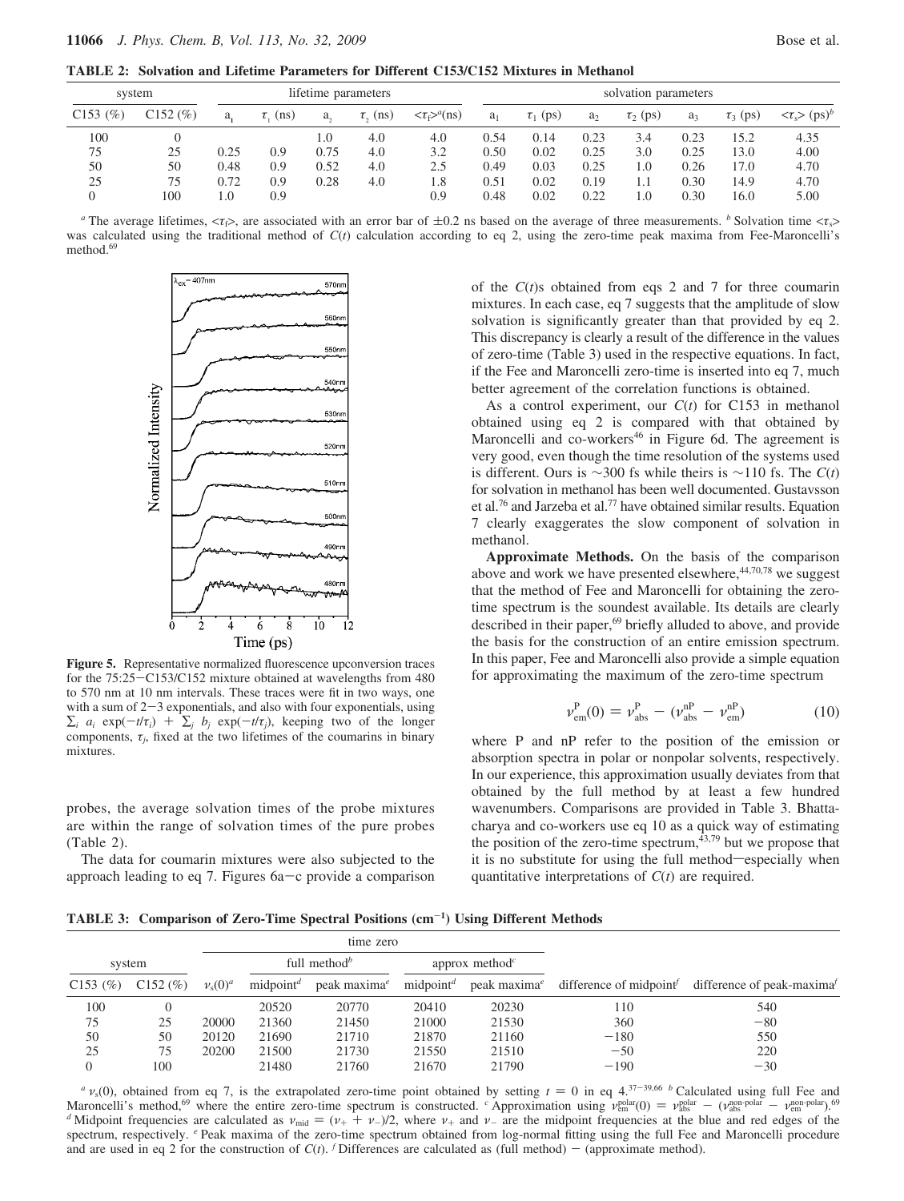**TABLE 2: Solvation and Lifetime Parameters for Different C153/C152 Mixtures in Methanol**

| system | | lifetime parameters | | | | | solvation parameters | | | | | | |
|---|---|---|---|---|---|---|---|---|---|---|---|---|---|
| C153 (%) | C152 (%) | $a_1$ | $\tau_1$ (ns) | $a_2$ | $\tau_2$ (ns) | $\langle\tau_f\rangle^a$(ns) | $a_1$ | $\tau_1$ (ps) | $a_2$ | $\tau_2$ (ps) | $a_3$ | $\tau_3$ (ps) | $\langle\tau_s\rangle$ (ps)$^b$ |
| 100 | 0 | | | 1.0 | 4.0 | 4.0 | 0.54 | 0.14 | 0.23 | 3.4 | 0.23 | 15.2 | 4.35 |
| 75 | 25 | 0.25 | 0.9 | 0.75 | 4.0 | 3.2 | 0.50 | 0.02 | 0.25 | 3.0 | 0.25 | 13.0 | 4.00 |
| 50 | 50 | 0.48 | 0.9 | 0.52 | 4.0 | 2.5 | 0.49 | 0.03 | 0.25 | 1.0 | 0.26 | 17.0 | 4.70 |
| 25 | 75 | 0.72 | 0.9 | 0.28 | 4.0 | 1.8 | 0.51 | 0.02 | 0.19 | 1.1 | 0.30 | 14.9 | 4.70 |
| 0 | 100 | 1.0 | 0.9 | | | 0.9 | 0.48 | 0.02 | 0.22 | 1.0 | 0.30 | 16.0 | 5.00 |

$^a$ The average lifetimes, $\langle\tau_f\rangle$, are associated with an error bar of ±0.2 ns based on the average of three measurements. $^b$ Solvation time $\langle\tau_s\rangle$ was calculated using the traditional method of $C(t)$ calculation according to eq 2, using the zero-time peak maxima from Fee-Maroncelli's method.[69]

**Figure 5.** Representative normalized fluorescence upconversion traces for the 75:25−C153/C152 mixture obtained at wavelengths from 480 to 570 nm at 10 nm intervals. These traces were fit in two ways, one with a sum of 2−3 exponentials, and also with four exponentials, using $\sum_i a_i \exp(-t/\tau_i) + \sum_j b_j \exp(-t/\tau_j)$, keeping two of the longer components, $\tau_j$, fixed at the two lifetimes of the coumarins in binary mixtures.

probes, the average solvation times of the probe mixtures are within the range of solvation times of the pure probes (Table 2).

The data for coumarin mixtures were also subjected to the approach leading to eq 7. Figures 6a−c provide a comparison of the $C(t)$s obtained from eqs 2 and 7 for three coumarin mixtures. In each case, eq 7 suggests that the amplitude of slow solvation is significantly greater than that provided by eq 2. This discrepancy is clearly a result of the difference in the values of zero-time (Table 3) used in the respective equations. In fact, if the Fee and Maroncelli zero-time is inserted into eq 7, much better agreement of the correlation functions is obtained.

As a control experiment, our $C(t)$ for C153 in methanol obtained using eq 2 is compared with that obtained by Maroncelli and co-workers[46] in Figure 6d. The agreement is very good, even though the time resolution of the systems used is different. Ours is ~300 fs while theirs is ~110 fs. The $C(t)$ for solvation in methanol has been well documented. Gustavsson et al.[76] and Jarzeba et al.[77] have obtained similar results. Equation 7 clearly exaggerates the slow component of solvation in methanol.

**Approximate Methods.** On the basis of the comparison above and work we have presented elsewhere,[44,70,78] we suggest that the method of Fee and Maroncelli for obtaining the zero-time spectrum is the soundest available. Its details are clearly described in their paper,[69] briefly alluded to above, and provide the basis for the construction of an entire emission spectrum. In this paper, Fee and Maroncelli also provide a simple equation for approximating the maximum of the zero-time spectrum

$$\nu_{em}^{P}(0) = \nu_{abs}^{P} - (\nu_{abs}^{nP} - \nu_{em}^{nP}) \qquad (10)$$

where P and nP refer to the position of the emission or absorption spectra in polar or nonpolar solvents, respectively. In our experience, this approximation usually deviates from that obtained by the full method by at least a few hundred wavenumbers. Comparisons are provided in Table 3. Bhattacharya and co-workers use eq 10 as a quick way of estimating the position of the zero-time spectrum,[43,79] but we propose that it is no substitute for using the full method—especially when quantitative interpretations of $C(t)$ are required.

**TABLE 3: Comparison of Zero-Time Spectral Positions (cm$^{-1}$) Using Different Methods**

| system | | time zero | | | | | | |
|---|---|---|---|---|---|---|---|---|
| | | | full method$^b$ | | approx method$^c$ | | | |
| C153 (%) | C152 (%) | $\nu_s(0)^a$ | midpoint$^d$ | peak maxima$^e$ | midpoint$^d$ | peak maxima$^e$ | difference of midpoint$^f$ | difference of peak-maxima$^f$ |
| 100 | 0 | | 20520 | 20770 | 20410 | 20230 | 110 | 540 |
| 75 | 25 | 20000 | 21360 | 21450 | 21000 | 21530 | 360 | −80 |
| 50 | 50 | 20120 | 21690 | 21710 | 21870 | 21160 | −180 | 550 |
| 25 | 75 | 20200 | 21500 | 21730 | 21550 | 21510 | −50 | 220 |
| 0 | 100 | | 21480 | 21760 | 21670 | 21790 | −190 | −30 |

$^a$ $\nu_s(0)$, obtained from eq 7, is the extrapolated zero-time point obtained by setting $t = 0$ in eq 4.[37−39,66] $^b$ Calculated using full Fee and Maroncelli's method,[69] where the entire zero-time spectrum is constructed. $^c$ Approximation using $\nu_{em}^{polar}(0) = \nu_{abs}^{polar} - (\nu_{abs}^{non\text{-}polar} - \nu_{em}^{non\text{-}polar})$.[69] $^d$ Midpoint frequencies are calculated as $\nu_{mid} = (\nu_+ + \nu_-)/2$, where $\nu_+$ and $\nu_-$ are the midpoint frequencies at the blue and red edges of the spectrum, respectively. $^e$ Peak maxima of the zero-time spectrum obtained from log-normal fitting using the full Fee and Maroncelli procedure and are used in eq 2 for the construction of $C(t)$. $^f$ Differences are calculated as (full method) − (approximate method).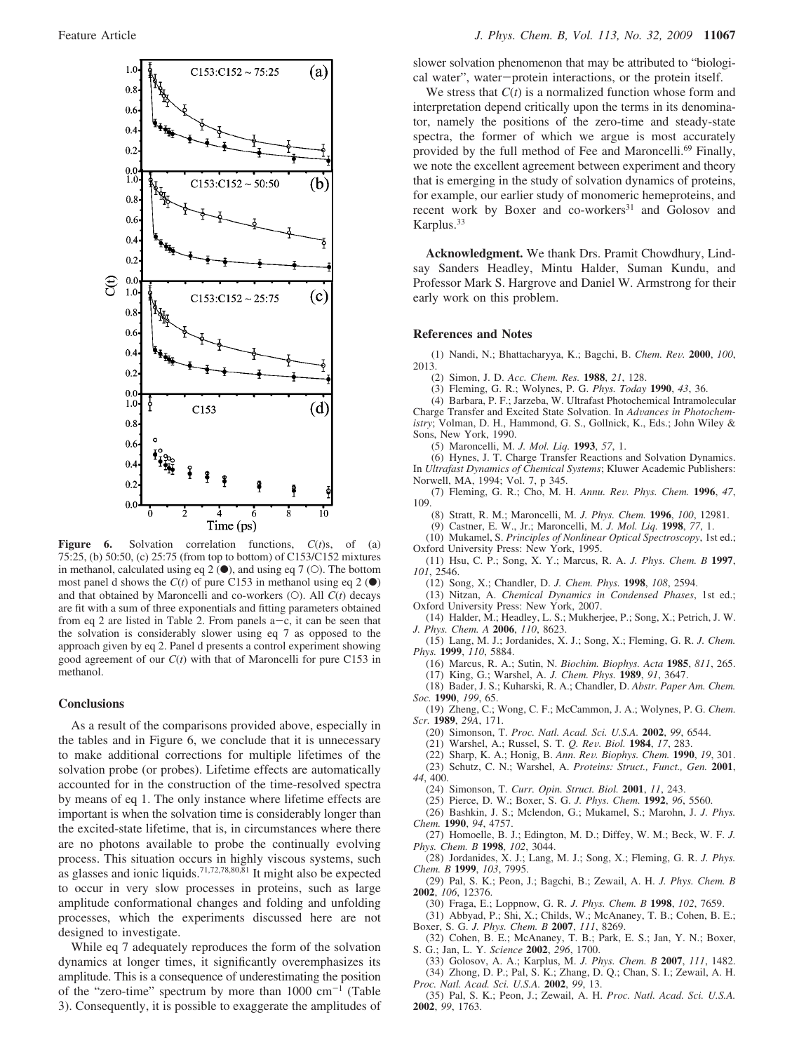**Figure 6.** Solvation correlation functions, $C(t)$s, of (a) 75:25, (b) 50:50, (c) 25:75 (from top to bottom) of C153/C152 mixtures in methanol, calculated using eq 2 (●), and using eq 7 (○). The bottom most panel d shows the $C(t)$ of pure C153 in methanol using eq 2 (●) and that obtained by Maroncelli and co-workers (○). All $C(t)$ decays are fit with a sum of three exponentials and fitting parameters obtained from eq 2 are listed in Table 2. From panels a−c, it can be seen that the solvation is considerably slower using eq 7 as opposed to the approach given by eq 2. Panel d presents a control experiment showing good agreement of our $C(t)$ with that of Maroncelli for pure C153 in methanol.

## Conclusions

As a result of the comparisons provided above, especially in the tables and in Figure 6, we conclude that it is unnecessary to make additional corrections for multiple lifetimes of the solvation probe (or probes). Lifetime effects are automatically accounted for in the construction of the time-resolved spectra by means of eq 1. The only instance where lifetime effects are important is when the solvation time is considerably longer than the excited-state lifetime, that is, in circumstances where there are no photons available to probe the continually evolving process. This situation occurs in highly viscous systems, such as glasses and ionic liquids.[71,72,78,80,81] It might also be expected to occur in very slow processes in proteins, such as large amplitude conformational changes and folding and unfolding processes, which the experiments discussed here are not designed to investigate.

While eq 7 adequately reproduces the form of the solvation dynamics at longer times, it significantly overemphasizes its amplitude. This is a consequence of underestimating the position of the "zero-time" spectrum by more than 1000 $cm^{-1}$ (Table 3). Consequently, it is possible to exaggerate the amplitudes of slower solvation phenomenon that may be attributed to "biological water", water−protein interactions, or the protein itself.

We stress that $C(t)$ is a normalized function whose form and interpretation depend critically upon the terms in its denominator, namely the positions of the zero-time and steady-state spectra, the former of which we argue is most accurately provided by the full method of Fee and Maroncelli.[69] Finally, we note the excellent agreement between experiment and theory that is emerging in the study of solvation dynamics of proteins, for example, our earlier study of monomeric hemeproteins, and recent work by Boxer and co-workers[31] and Golosov and Karplus.[33]

**Acknowledgment.** We thank Drs. Pramit Chowdhury, Lindsay Sanders Headley, Mintu Halder, Suman Kundu, and Professor Mark S. Hargrove and Daniel W. Armstrong for their early work on this problem.

## References and Notes

(1) Nandi, N.; Bhattacharyya, K.; Bagchi, B. *Chem. Rev.* **2000**, *100*, 2013.
(2) Simon, J. D. *Acc. Chem. Res.* **1988**, *21*, 128.
(3) Fleming, G. R.; Wolynes, P. G. *Phys. Today* **1990**, *43*, 36.
(4) Barbara, P. F.; Jarzeba, W. Ultrafast Photochemical Intramolecular Charge Transfer and Excited State Solvation. In *Advances in Photochemistry*; Volman, D. H., Hammond, G. S., Gollnick, K., Eds.; John Wiley & Sons, New York, 1990.
(5) Maroncelli, M. *J. Mol. Liq.* **1993**, *57*, 1.
(6) Hynes, J. T. Charge Transfer Reactions and Solvation Dynamics. In *Ultrafast Dynamics of Chemical Systems*; Kluwer Academic Publishers: Norwell, MA, 1994; Vol. 7, p 345.
(7) Fleming, G. R.; Cho, M. H. *Annu. Rev. Phys. Chem.* **1996**, *47*, 109.
(8) Stratt, R. M.; Maroncelli, M. *J. Phys. Chem.* **1996**, *100*, 12981.
(9) Castner, E. W., Jr.; Maroncelli, M. *J. Mol. Liq.* **1998**, *77*, 1.
(10) Mukamel, S. *Principles of Nonlinear Optical Spectroscopy*, 1st ed.; Oxford University Press: New York, 1995.
(11) Hsu, C. P.; Song, X. Y.; Marcus, R. A. *J. Phys. Chem. B* **1997**, *101*, 2546.
(12) Song, X.; Chandler, D. *J. Chem. Phys.* **1998**, *108*, 2594.
(13) Nitzan, A. *Chemical Dynamics in Condensed Phases*, 1st ed.; Oxford University Press: New York, 2007.
(14) Halder, M.; Headley, L. S.; Mukherjee, P.; Song, X.; Petrich, J. W. *J. Phys. Chem. A* **2006**, *110*, 8623.
(15) Lang, M. J.; Jordanides, X. J.; Song, X.; Fleming, G. R. *J. Chem. Phys.* **1999**, *110*, 5884.
(16) Marcus, R. A.; Sutin, N. *Biochim. Biophys. Acta* **1985**, *811*, 265.
(17) King, G.; Warshel, A. *J. Chem. Phys.* **1989**, *91*, 3647.
(18) Bader, J. S.; Kuharski, R. A.; Chandler, D. *Abstr. Paper Am. Chem. Soc.* **1990**, *199*, 65.
(19) Zheng, C.; Wong, C. F.; McCammon, J. A.; Wolynes, P. G. *Chem. Scr.* **1989**, *29A*, 171.
(20) Simonson, T. *Proc. Natl. Acad. Sci. U.S.A.* **2002**, *99*, 6544.
(21) Warshel, A.; Russel, S. T. *Q. Rev. Biol.* **1984**, *17*, 283.
(22) Sharp, K. A.; Honig, B. *Ann. Rev. Biophys. Chem.* **1990**, *19*, 301.
(23) Schutz, C. N.; Warshel, A. *Proteins: Struct., Funct., Gen.* **2001**, *44*, 400.
(24) Simonson, T. *Curr. Opin. Struct. Biol.* **2001**, *11*, 243.
(25) Pierce, D. W.; Boxer, S. G. *J. Phys. Chem.* **1992**, *96*, 5560.
(26) Bashkin, J. S.; Mclendon, G.; Mukamel, S.; Marohn, J. *J. Phys. Chem.* **1990**, *94*, 4757.
(27) Homoelle, B. J.; Edington, M. D.; Diffey, W. M.; Beck, W. F. *J. Phys. Chem. B* **1998**, *102*, 3044.
(28) Jordanides, X. J.; Lang, M. J.; Song, X.; Fleming, G. R. *J. Phys. Chem. B* **1999**, *103*, 7995.
(29) Pal, S. K.; Peon, J.; Bagchi, B.; Zewail, A. H. *J. Phys. Chem. B* **2002**, *106*, 12376.
(30) Fraga, E.; Loppnow, G. R. *J. Phys. Chem. B* **1998**, *102*, 7659.
(31) Abbyad, P.; Shi, X.; Childs, W.; McAnaney, T. B.; Cohen, B. E.; Boxer, S. G. *J. Phys. Chem. B* **2007**, *111*, 8269.
(32) Cohen, B. E.; McAnaney, T. B.; Park, E. S.; Jan, Y. N.; Boxer, S. G.; Jan, L. Y. *Science* **2002**, *296*, 1700.
(33) Golosov, A. A.; Karplus, M. *J. Phys. Chem. B* **2007**, *111*, 1482.
(34) Zhong, D. P.; Pal, S. K.; Zhang, D. Q.; Chan, S. I.; Zewail, A. H. *Proc. Natl. Acad. Sci. U.S.A.* **2002**, *99*, 13.
(35) Pal, S. K.; Peon, J.; Zewail, A. H. *Proc. Natl. Acad. Sci. U.S.A.* **2002**, *99*, 1763.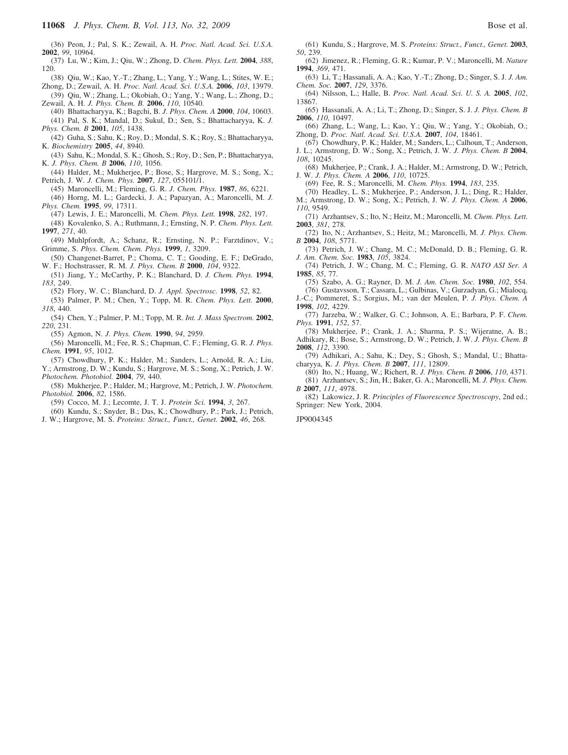(36) Peon, J.; Pal, S. K.; Zewail, A. H. *Proc. Natl. Acad. Sci. U.S.A.* **2002**, *99*, 10964.

(37) Lu, W.; Kim, J.; Qiu, W.; Zhong, D. *Chem. Phys. Lett.* **2004**, *388*, 120.

(38) Qiu, W.; Kao, Y.-T.; Zhang, L.; Yang, Y.; Wang, L.; Stites, W. E.; Zhong, D.; Zewail, A. H. *Proc. Natl. Acad. Sci. U.S.A.* **2006**, *103*, 13979.

(39) Qiu, W.; Zhang, L.; Okobiah, O.; Yang, Y.; Wang, L.; Zhong, D.; Zewail, A. H. *J. Phys. Chem. B.* **2006**, *110*, 10540.

(40) Bhattacharyya, K.; Bagchi, B. *J. Phys. Chem. A* **2000**, *104*, 10603.

(41) Pal, S. K.; Mandal, D.; Sukul, D.; Sen, S.; Bhattacharyya, K. *J. Phys. Chem. B* **2001**, *105*, 1438.

(42) Guha, S.; Sahu, K.; Roy, D.; Mondal, S. K.; Roy, S.; Bhattacharyya, K. *Biochemistry* **2005**, *44*, 8940.

(43) Sahu, K.; Mondal, S. K.; Ghosh, S.; Roy, D.; Sen, P.; Bhattacharyya, K. *J. Phys. Chem. B* **2006**, *110*, 1056.

(44) Halder, M.; Mukherjee, P.; Bose, S.; Hargrove, M. S.; Song, X.; Petrich, J. W. *J. Chem. Phys.* **2007**, *127*, 055101/1.

(45) Maroncelli, M.; Fleming, G. R. *J. Chem. Phys.* **1987**, *86*, 6221.

(46) Horng, M. L.; Gardecki, J. A.; Papazyan, A.; Maroncelli, M. *J. Phys. Chem.* **1995**, *99*, 17311.

(47) Lewis, J. E.; Maroncelli, M. *Chem. Phys. Lett.* **1998**, *282*, 197.

(48) Kovalenko, S. A.; Ruthmann, J.; Ernsting, N. P. *Chem. Phys. Lett.* **1997**, *271*, 40.

(49) Muhlpfordt, A.; Schanz, R.; Ernsting, N. P.; Farztdinov, V.; Grimme, S. *Phys. Chem. Chem. Phys.* **1999**, *1*, 3209.

(50) Changenet-Barret, P.; Choma, C. T.; Gooding, E. F.; DeGrado, W. F.; Hochstrasser, R. M. *J. Phys. Chem. B* **2000**, *104*, 9322.

(51) Jiang, Y.; McCarthy, P. K.; Blanchard, D. *J. Chem. Phys.* **1994**, *183*, 249.

(52) Flory, W. C.; Blanchard, D. *J. Appl. Spectrosc.* **1998**, *52*, 82.

(53) Palmer, P. M.; Chen, Y.; Topp, M. R. *Chem. Phys. Lett.* **2000**, *318*, 440.

(54) Chen, Y.; Palmer, P. M.; Topp, M. R. *Int. J. Mass Spectrom.* **2002**, *220*, 231.

(55) Agmon, N. *J. Phys. Chem.* **1990**, *94*, 2959.

(56) Maroncelli, M.; Fee, R. S.; Chapman, C. F.; Fleming, G. R. *J. Phys. Chem.* **1991**, *95*, 1012.

(57) Chowdhury, P. K.; Halder, M.; Sanders, L.; Arnold, R. A.; Liu, Y.; Armstrong, D. W.; Kundu, S.; Hargrove, M. S.; Song, X.; Petrich, J. W. *Photochem. Photobiol.* **2004**, *79*, 440.

(58) Mukherjee, P.; Halder, M.; Hargrove, M.; Petrich, J. W. *Photochem. Photobiol.* **2006**, *82*, 1586.

(59) Cocco, M. J.; Lecomte, J. T. J. *Protein Sci.* **1994**, *3*, 267.

(60) Kundu, S.; Snyder, B.; Das, K.; Chowdhury, P.; Park, J.; Petrich, J. W.; Hargrove, M. S. *Proteins: Struct., Funct., Genet.* **2002**, *46*, 268.

(61) Kundu, S.; Hargrove, M. S. *Proteins: Struct., Funct., Genet.* **2003**, *50*, 239.

(62) Jimenez, R.; Fleming, G. R.; Kumar, P. V.; Maroncelli, M. *Nature* **1994**, *369*, 471.

(63) Li, T.; Hassanali, A. A.; Kao, Y.-T.; Zhong, D.; Singer, S. J. *J. Am. Chem. Soc.* **2007**, *129*, 3376.

(64) Nilsson, L.; Halle, B. *Proc. Natl. Acad. Sci. U. S. A.* **2005**, *102*, 13867.

(65) Hassanali, A. A.; Li, T.; Zhong, D.; Singer, S. J. *J. Phys. Chem. B* **2006**, *110*, 10497.

(66) Zhang, L.; Wang, L.; Kao, Y.; Qiu, W.; Yang, Y.; Okobiah, O.; Zhong, D. *Proc. Natl. Acad. Sci. U.S.A.* **2007**, *104*, 18461.

(67) Chowdhury, P. K.; Halder, M.; Sanders, L.; Calhoun, T.; Anderson, J. L.; Armstrong, D. W.; Song, X.; Petrich, J. W. *J. Phys. Chem. B* **2004**, *108*, 10245.

(68) Mukherjee, P.; Crank, J. A.; Halder, M.; Armstrong, D. W.; Petrich, J. W. *J. Phys. Chem. A* **2006**, *110*, 10725.

(69) Fee, R. S.; Maroncelli, M. *Chem. Phys.* **1994**, *183*, 235.

(70) Headley, L. S.; Mukherjee, P.; Anderson, J. L.; Ding, R.; Halder, M.; Armstrong, D. W.; Song, X.; Petrich, J. W. *J. Phys. Chem. A* **2006**, *110*, 9549.

(71) Arzhantsev, S.; Ito, N.; Heitz, M.; Maroncelli, M. *Chem. Phys. Lett.* **2003**, *381*, 278.

(72) Ito, N.; Arzhantsev, S.; Heitz, M.; Maroncelli, M. *J. Phys. Chem. B* **2004**, *108*, 5771.

(73) Petrich, J. W.; Chang, M. C.; McDonald, D. B.; Fleming, G. R. *J. Am. Chem. Soc.* **1983**, *105*, 3824.

(74) Petrich, J. W.; Chang, M. C.; Fleming, G. R. *NATO ASI Ser. A* **1985**, *85*, 77.

(75) Szabo, A. G.; Rayner, D. M. *J. Am. Chem. Soc.* **1980**, *102*, 554.

(76) Gustavsson, T.; Cassara, L.; Gulbinas, V.; Gurzadyan, G.; Mialocq, J.-C.; Pommeret, S.; Sorgius, M.; van der Meulen, P. *J. Phys. Chem. A* **1998**, *102*, 4229.

(77) Jarzeba, W.; Walker, G. C.; Johnson, A. E.; Barbara, P. F. *Chem. Phys.* **1991**, *152*, 57.

(78) Mukherjee, P.; Crank, J. A.; Sharma, P. S.; Wijeratne, A. B.; Adhikary, R.; Bose, S.; Armstrong, D. W.; Petrich, J. W. *J. Phys. Chem. B* **2008**, *112*, 3390.

(79) Adhikari, A.; Sahu, K.; Dey, S.; Ghosh, S.; Mandal, U.; Bhattacharyya, K. *J. Phys. Chem. B* **2007**, *111*, 12809.

(80) Ito, N.; Huang, W.; Richert, R. *J. Phys. Chem. B* **2006**, *110*, 4371.

(81) Arzhantsev, S.; Jin, H.; Baker, G. A.; Maroncelli, M. *J. Phys. Chem. B* **2007**, *111*, 4978.

(82) Lakowicz, J. R. *Principles of Fluorescence Spectroscopy*, 2nd ed.; Springer: New York, 2004.

JP9004345